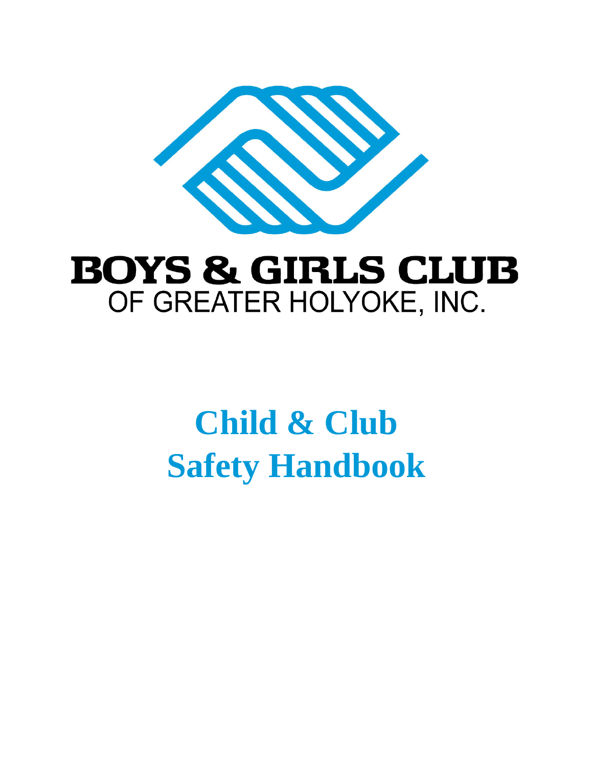BOYS & GIRLS CLUB

OF GREATER HOLYOKE, INC.

# Child & Club Safety Handbook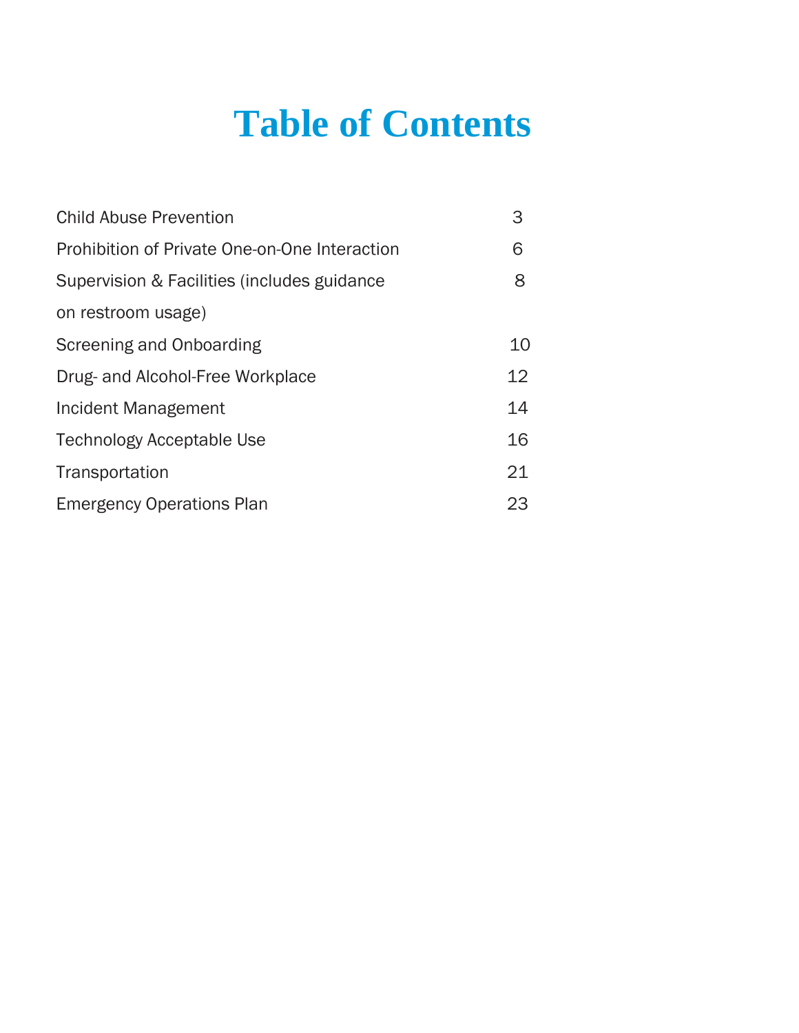# Table of Contents

| | |
|---|---|
| Child Abuse Prevention | 3 |
| Prohibition of Private One-on-One Interaction | 6 |
| Supervision & Facilities (includes guidance on restroom usage) | 8 |
| Screening and Onboarding | 10 |
| Drug- and Alcohol-Free Workplace | 12 |
| Incident Management | 14 |
| Technology Acceptable Use | 16 |
| Transportation | 21 |
| Emergency Operations Plan | 23 |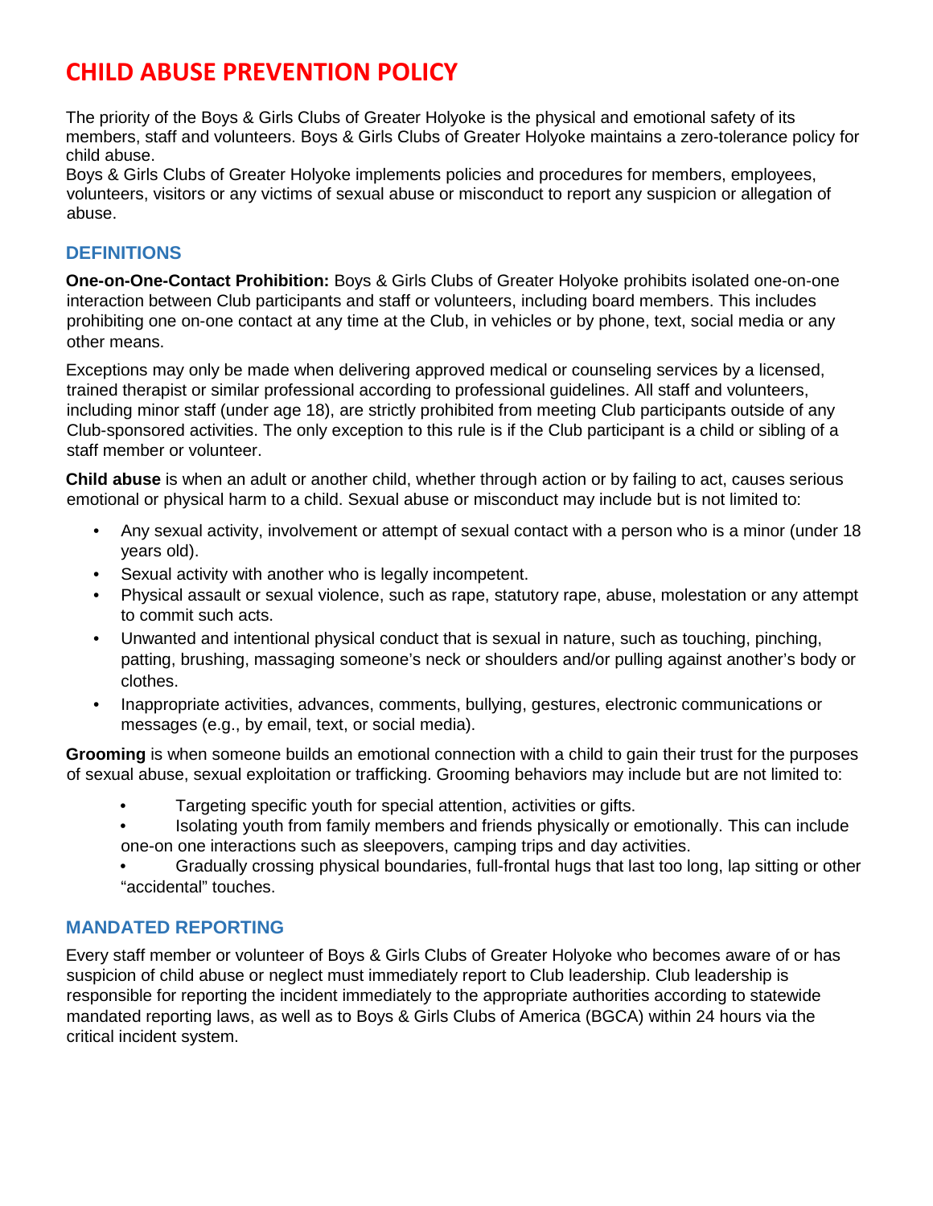# CHILD ABUSE PREVENTION POLICY

The priority of the Boys & Girls Clubs of Greater Holyoke is the physical and emotional safety of its members, staff and volunteers. Boys & Girls Clubs of Greater Holyoke maintains a zero-tolerance policy for child abuse.
Boys & Girls Clubs of Greater Holyoke implements policies and procedures for members, employees, volunteers, visitors or any victims of sexual abuse or misconduct to report any suspicion or allegation of abuse.

## DEFINITIONS

**One-on-One-Contact Prohibition:** Boys & Girls Clubs of Greater Holyoke prohibits isolated one-on-one interaction between Club participants and staff or volunteers, including board members. This includes prohibiting one on-one contact at any time at the Club, in vehicles or by phone, text, social media or any other means.

Exceptions may only be made when delivering approved medical or counseling services by a licensed, trained therapist or similar professional according to professional guidelines. All staff and volunteers, including minor staff (under age 18), are strictly prohibited from meeting Club participants outside of any Club-sponsored activities. The only exception to this rule is if the Club participant is a child or sibling of a staff member or volunteer.

**Child abuse** is when an adult or another child, whether through action or by failing to act, causes serious emotional or physical harm to a child. Sexual abuse or misconduct may include but is not limited to:

- Any sexual activity, involvement or attempt of sexual contact with a person who is a minor (under 18 years old).
- Sexual activity with another who is legally incompetent.
- Physical assault or sexual violence, such as rape, statutory rape, abuse, molestation or any attempt to commit such acts.
- Unwanted and intentional physical conduct that is sexual in nature, such as touching, pinching, patting, brushing, massaging someone's neck or shoulders and/or pulling against another's body or clothes.
- Inappropriate activities, advances, comments, bullying, gestures, electronic communications or messages (e.g., by email, text, or social media).

**Grooming** is when someone builds an emotional connection with a child to gain their trust for the purposes of sexual abuse, sexual exploitation or trafficking. Grooming behaviors may include but are not limited to:

- Targeting specific youth for special attention, activities or gifts.
- Isolating youth from family members and friends physically or emotionally. This can include one-on one interactions such as sleepovers, camping trips and day activities.
- Gradually crossing physical boundaries, full-frontal hugs that last too long, lap sitting or other "accidental" touches.

## MANDATED REPORTING

Every staff member or volunteer of Boys & Girls Clubs of Greater Holyoke who becomes aware of or has suspicion of child abuse or neglect must immediately report to Club leadership. Club leadership is responsible for reporting the incident immediately to the appropriate authorities according to statewide mandated reporting laws, as well as to Boys & Girls Clubs of America (BGCA) within 24 hours via the critical incident system.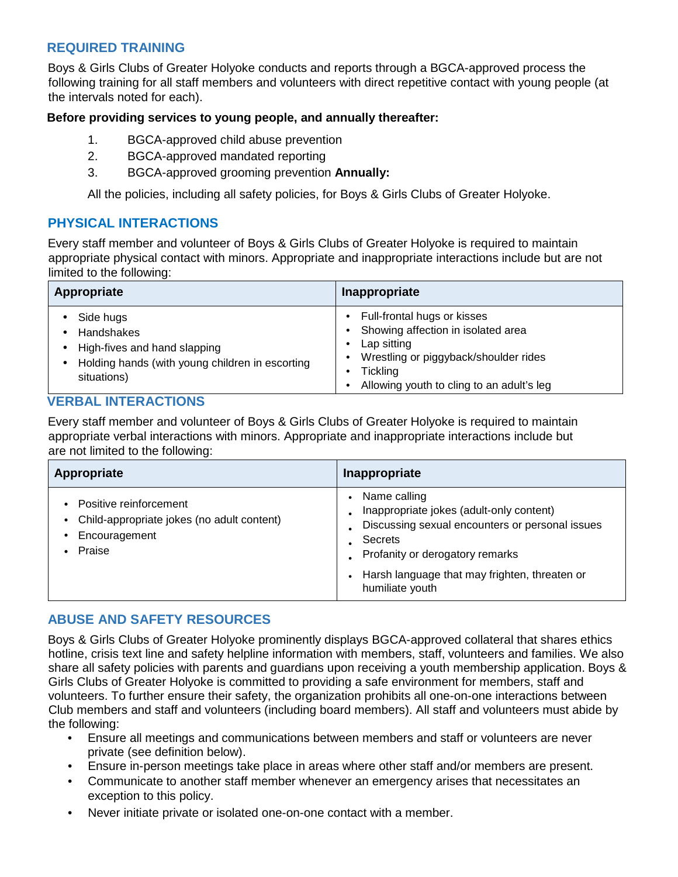## REQUIRED TRAINING

Boys & Girls Clubs of Greater Holyoke conducts and reports through a BGCA-approved process the following training for all staff members and volunteers with direct repetitive contact with young people (at the intervals noted for each).

**Before providing services to young people, and annually thereafter:**

1. BGCA-approved child abuse prevention
2. BGCA-approved mandated reporting
3. BGCA-approved grooming prevention **Annually:**

All the policies, including all safety policies, for Boys & Girls Clubs of Greater Holyoke.

## PHYSICAL INTERACTIONS

Every staff member and volunteer of Boys & Girls Clubs of Greater Holyoke is required to maintain appropriate physical contact with minors. Appropriate and inappropriate interactions include but are not limited to the following:

| Appropriate | Inappropriate |
|---|---|
| • Side hugs<br>• Handshakes<br>• High-fives and hand slapping<br>• Holding hands (with young children in escorting situations) | • Full-frontal hugs or kisses<br>• Showing affection in isolated area<br>• Lap sitting<br>• Wrestling or piggyback/shoulder rides<br>• Tickling<br>• Allowing youth to cling to an adult's leg |

## VERBAL INTERACTIONS

Every staff member and volunteer of Boys & Girls Clubs of Greater Holyoke is required to maintain appropriate verbal interactions with minors. Appropriate and inappropriate interactions include but are not limited to the following:

| Appropriate | Inappropriate |
|---|---|
| • Positive reinforcement<br>• Child-appropriate jokes (no adult content)<br>• Encouragement<br>• Praise | • Name calling<br>• Inappropriate jokes (adult-only content)<br>• Discussing sexual encounters or personal issues<br>• Secrets<br>• Profanity or derogatory remarks<br>• Harsh language that may frighten, threaten or humiliate youth |

## ABUSE AND SAFETY RESOURCES

Boys & Girls Clubs of Greater Holyoke prominently displays BGCA-approved collateral that shares ethics hotline, crisis text line and safety helpline information with members, staff, volunteers and families. We also share all safety policies with parents and guardians upon receiving a youth membership application. Boys & Girls Clubs of Greater Holyoke is committed to providing a safe environment for members, staff and volunteers. To further ensure their safety, the organization prohibits all one-on-one interactions between Club members and staff and volunteers (including board members). All staff and volunteers must abide by the following:

- Ensure all meetings and communications between members and staff or volunteers are never private (see definition below).
- Ensure in-person meetings take place in areas where other staff and/or members are present.
- Communicate to another staff member whenever an emergency arises that necessitates an exception to this policy.
- Never initiate private or isolated one-on-one contact with a member.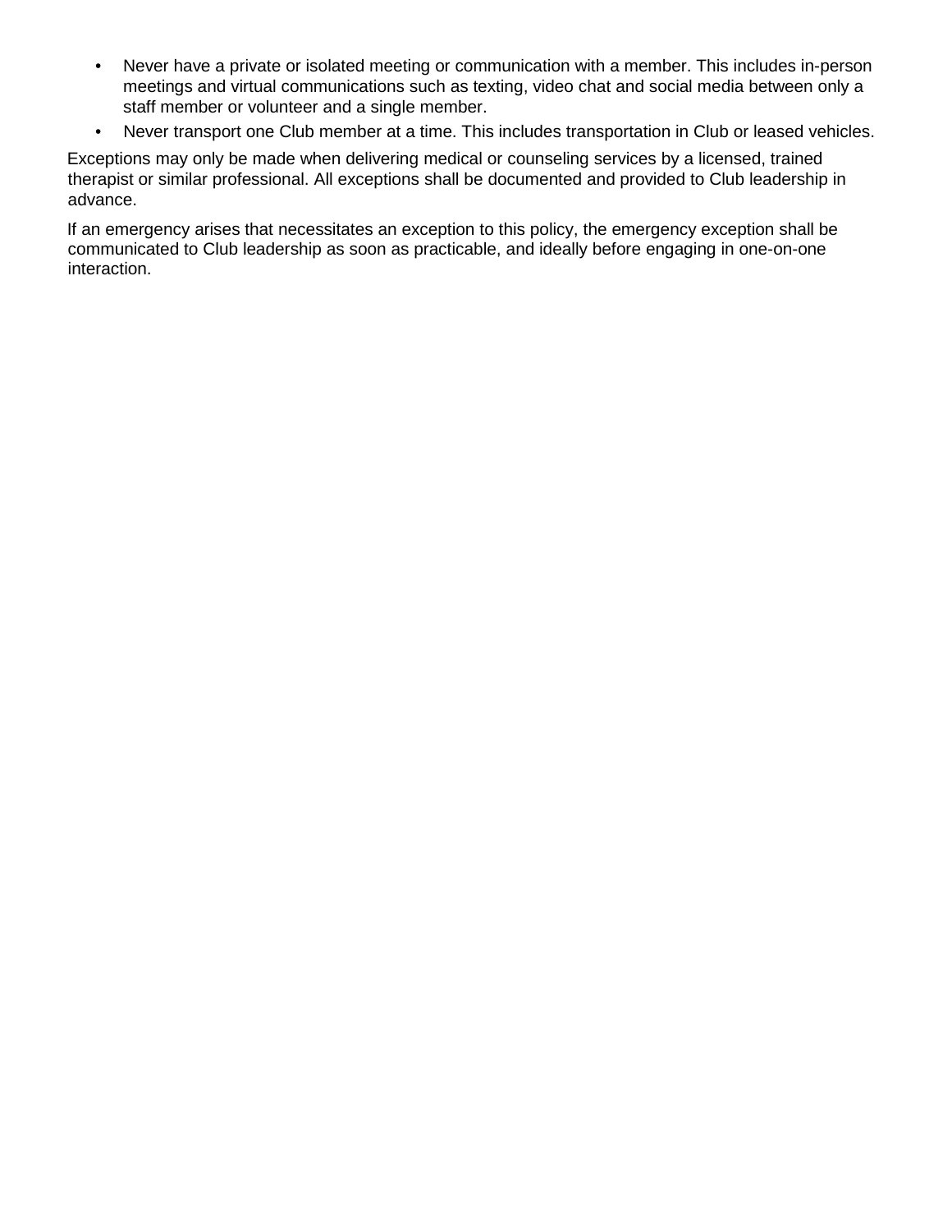- Never have a private or isolated meeting or communication with a member. This includes in-person meetings and virtual communications such as texting, video chat and social media between only a staff member or volunteer and a single member.
- Never transport one Club member at a time. This includes transportation in Club or leased vehicles.

Exceptions may only be made when delivering medical or counseling services by a licensed, trained therapist or similar professional. All exceptions shall be documented and provided to Club leadership in advance.

If an emergency arises that necessitates an exception to this policy, the emergency exception shall be communicated to Club leadership as soon as practicable, and ideally before engaging in one-on-one interaction.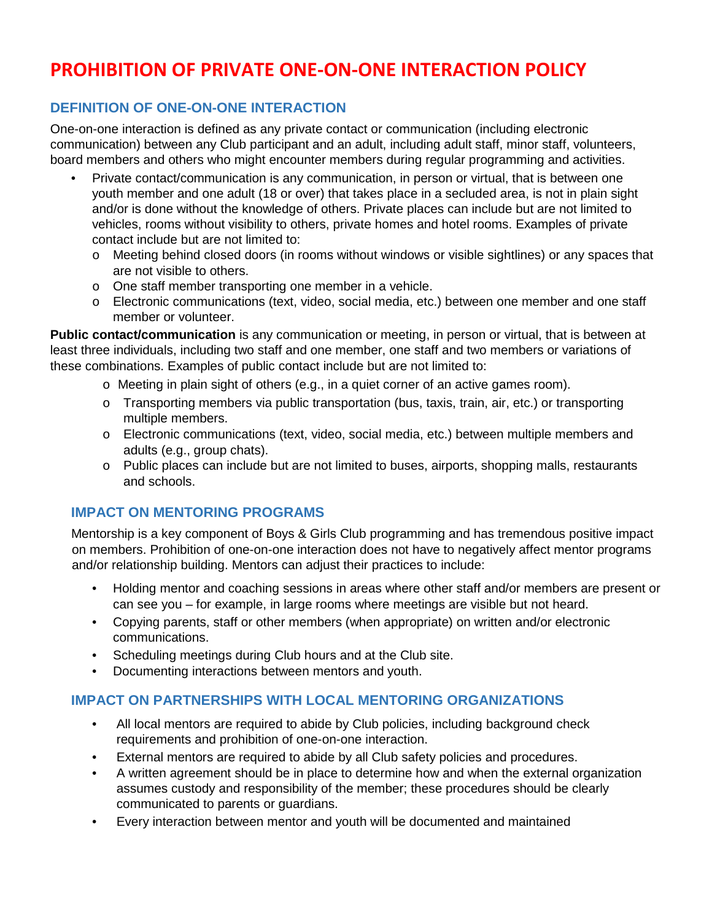# PROHIBITION OF PRIVATE ONE-ON-ONE INTERACTION POLICY

## DEFINITION OF ONE-ON-ONE INTERACTION

One-on-one interaction is defined as any private contact or communication (including electronic communication) between any Club participant and an adult, including adult staff, minor staff, volunteers, board members and others who might encounter members during regular programming and activities.

- Private contact/communication is any communication, in person or virtual, that is between one youth member and one adult (18 or over) that takes place in a secluded area, is not in plain sight and/or is done without the knowledge of others. Private places can include but are not limited to vehicles, rooms without visibility to others, private homes and hotel rooms. Examples of private contact include but are not limited to:
  - Meeting behind closed doors (in rooms without windows or visible sightlines) or any spaces that are not visible to others.
  - One staff member transporting one member in a vehicle.
  - Electronic communications (text, video, social media, etc.) between one member and one staff member or volunteer.

**Public contact/communication** is any communication or meeting, in person or virtual, that is between at least three individuals, including two staff and one member, one staff and two members or variations of these combinations. Examples of public contact include but are not limited to:

- Meeting in plain sight of others (e.g., in a quiet corner of an active games room).
- Transporting members via public transportation (bus, taxis, train, air, etc.) or transporting multiple members.
- Electronic communications (text, video, social media, etc.) between multiple members and adults (e.g., group chats).
- Public places can include but are not limited to buses, airports, shopping malls, restaurants and schools.

## IMPACT ON MENTORING PROGRAMS

Mentorship is a key component of Boys & Girls Club programming and has tremendous positive impact on members. Prohibition of one-on-one interaction does not have to negatively affect mentor programs and/or relationship building. Mentors can adjust their practices to include:

- Holding mentor and coaching sessions in areas where other staff and/or members are present or can see you – for example, in large rooms where meetings are visible but not heard.
- Copying parents, staff or other members (when appropriate) on written and/or electronic communications.
- Scheduling meetings during Club hours and at the Club site.
- Documenting interactions between mentors and youth.

## IMPACT ON PARTNERSHIPS WITH LOCAL MENTORING ORGANIZATIONS

- All local mentors are required to abide by Club policies, including background check requirements and prohibition of one-on-one interaction.
- External mentors are required to abide by all Club safety policies and procedures.
- A written agreement should be in place to determine how and when the external organization assumes custody and responsibility of the member; these procedures should be clearly communicated to parents or guardians.
- Every interaction between mentor and youth will be documented and maintained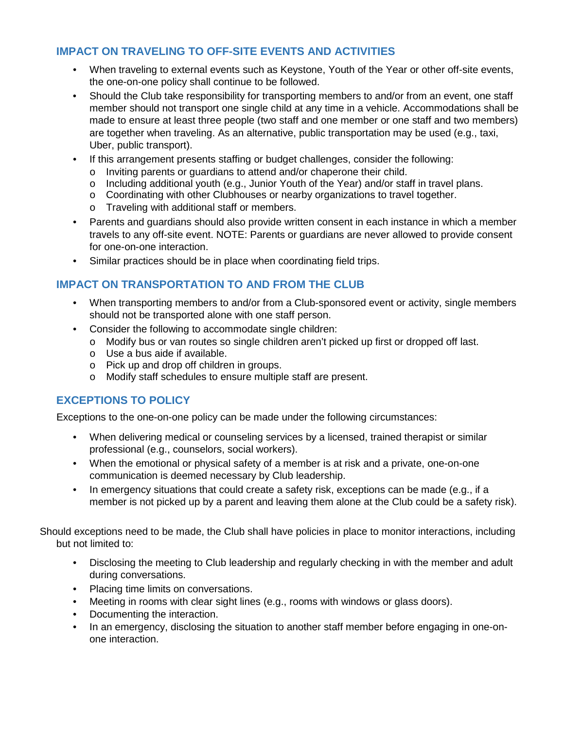## IMPACT ON TRAVELING TO OFF-SITE EVENTS AND ACTIVITIES

- When traveling to external events such as Keystone, Youth of the Year or other off-site events, the one-on-one policy shall continue to be followed.
- Should the Club take responsibility for transporting members to and/or from an event, one staff member should not transport one single child at any time in a vehicle. Accommodations shall be made to ensure at least three people (two staff and one member or one staff and two members) are together when traveling. As an alternative, public transportation may be used (e.g., taxi, Uber, public transport).
- If this arrangement presents staffing or budget challenges, consider the following:
  - Inviting parents or guardians to attend and/or chaperone their child.
  - Including additional youth (e.g., Junior Youth of the Year) and/or staff in travel plans.
  - Coordinating with other Clubhouses or nearby organizations to travel together.
  - Traveling with additional staff or members.
- Parents and guardians should also provide written consent in each instance in which a member travels to any off-site event. NOTE: Parents or guardians are never allowed to provide consent for one-on-one interaction.
- Similar practices should be in place when coordinating field trips.

## IMPACT ON TRANSPORTATION TO AND FROM THE CLUB

- When transporting members to and/or from a Club-sponsored event or activity, single members should not be transported alone with one staff person.
- Consider the following to accommodate single children:
  - Modify bus or van routes so single children aren't picked up first or dropped off last.
  - Use a bus aide if available.
  - Pick up and drop off children in groups.
  - Modify staff schedules to ensure multiple staff are present.

## EXCEPTIONS TO POLICY

Exceptions to the one-on-one policy can be made under the following circumstances:

- When delivering medical or counseling services by a licensed, trained therapist or similar professional (e.g., counselors, social workers).
- When the emotional or physical safety of a member is at risk and a private, one-on-one communication is deemed necessary by Club leadership.
- In emergency situations that could create a safety risk, exceptions can be made (e.g., if a member is not picked up by a parent and leaving them alone at the Club could be a safety risk).

Should exceptions need to be made, the Club shall have policies in place to monitor interactions, including but not limited to:

- Disclosing the meeting to Club leadership and regularly checking in with the member and adult during conversations.
- Placing time limits on conversations.
- Meeting in rooms with clear sight lines (e.g., rooms with windows or glass doors).
- Documenting the interaction.
- In an emergency, disclosing the situation to another staff member before engaging in one-on-one interaction.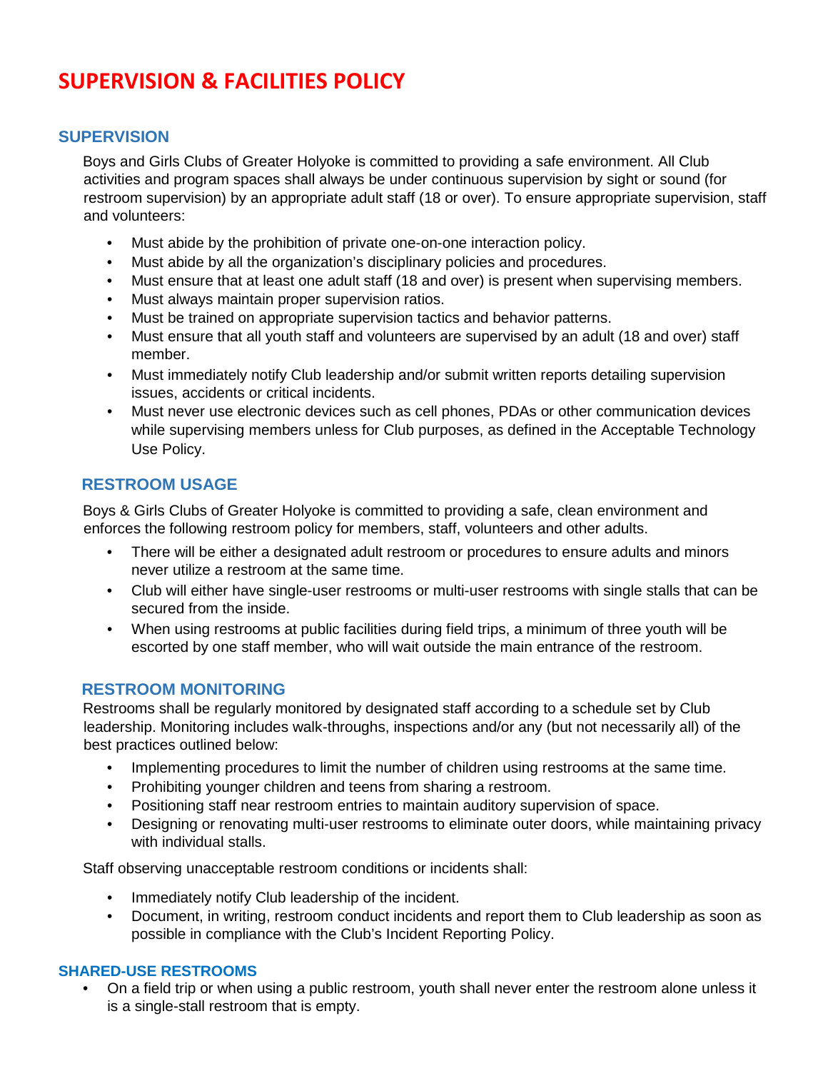# SUPERVISION & FACILITIES POLICY

## SUPERVISION

Boys and Girls Clubs of Greater Holyoke is committed to providing a safe environment. All Club activities and program spaces shall always be under continuous supervision by sight or sound (for restroom supervision) by an appropriate adult staff (18 or over). To ensure appropriate supervision, staff and volunteers:

- Must abide by the prohibition of private one-on-one interaction policy.
- Must abide by all the organization's disciplinary policies and procedures.
- Must ensure that at least one adult staff (18 and over) is present when supervising members.
- Must always maintain proper supervision ratios.
- Must be trained on appropriate supervision tactics and behavior patterns.
- Must ensure that all youth staff and volunteers are supervised by an adult (18 and over) staff member.
- Must immediately notify Club leadership and/or submit written reports detailing supervision issues, accidents or critical incidents.
- Must never use electronic devices such as cell phones, PDAs or other communication devices while supervising members unless for Club purposes, as defined in the Acceptable Technology Use Policy.

## RESTROOM USAGE

Boys & Girls Clubs of Greater Holyoke is committed to providing a safe, clean environment and enforces the following restroom policy for members, staff, volunteers and other adults.

- There will be either a designated adult restroom or procedures to ensure adults and minors never utilize a restroom at the same time.
- Club will either have single-user restrooms or multi-user restrooms with single stalls that can be secured from the inside.
- When using restrooms at public facilities during field trips, a minimum of three youth will be escorted by one staff member, who will wait outside the main entrance of the restroom.

## RESTROOM MONITORING

Restrooms shall be regularly monitored by designated staff according to a schedule set by Club leadership. Monitoring includes walk-throughs, inspections and/or any (but not necessarily all) of the best practices outlined below:

- Implementing procedures to limit the number of children using restrooms at the same time.
- Prohibiting younger children and teens from sharing a restroom.
- Positioning staff near restroom entries to maintain auditory supervision of space.
- Designing or renovating multi-user restrooms to eliminate outer doors, while maintaining privacy with individual stalls.

Staff observing unacceptable restroom conditions or incidents shall:

- Immediately notify Club leadership of the incident.
- Document, in writing, restroom conduct incidents and report them to Club leadership as soon as possible in compliance with the Club's Incident Reporting Policy.

## SHARED-USE RESTROOMS

- On a field trip or when using a public restroom, youth shall never enter the restroom alone unless it is a single-stall restroom that is empty.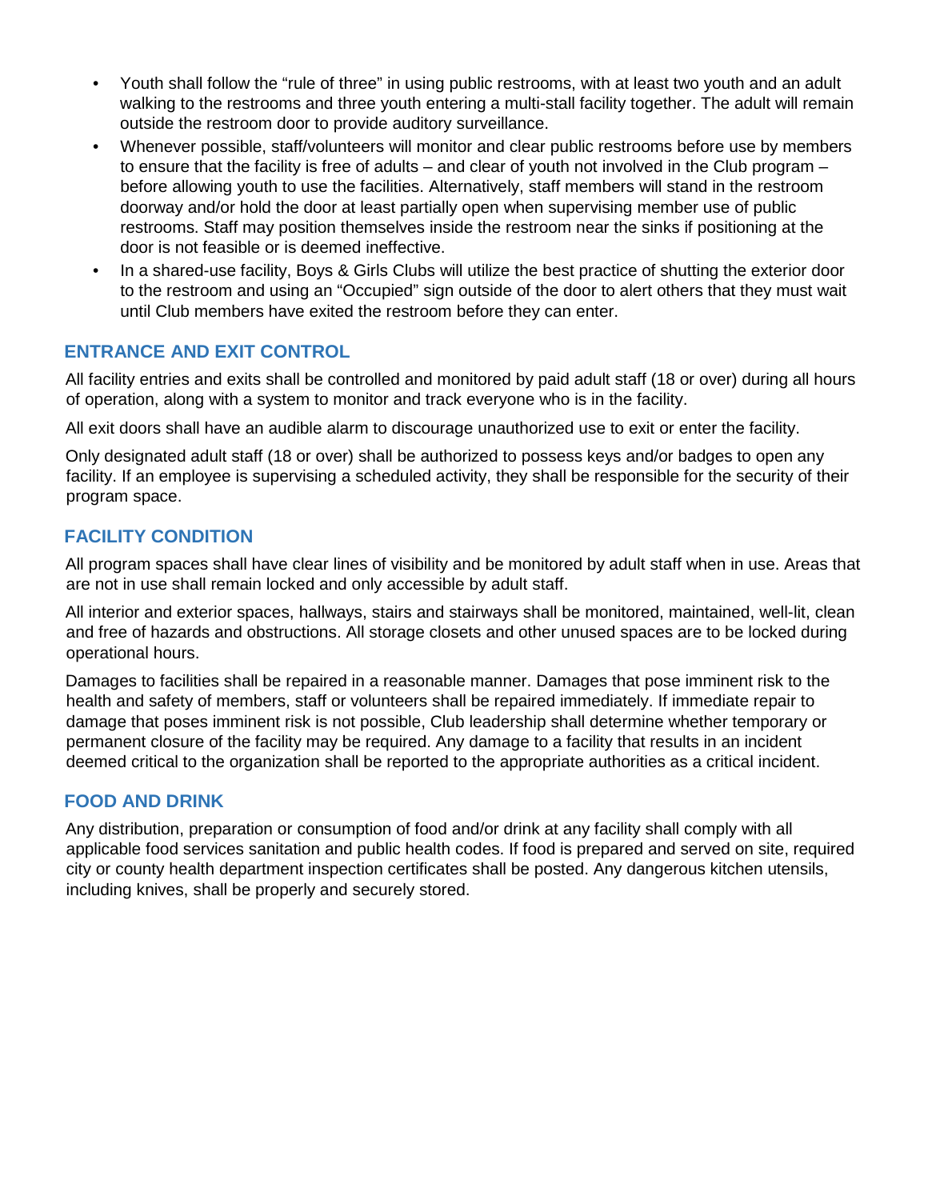- Youth shall follow the "rule of three" in using public restrooms, with at least two youth and an adult walking to the restrooms and three youth entering a multi-stall facility together. The adult will remain outside the restroom door to provide auditory surveillance.
- Whenever possible, staff/volunteers will monitor and clear public restrooms before use by members to ensure that the facility is free of adults – and clear of youth not involved in the Club program – before allowing youth to use the facilities. Alternatively, staff members will stand in the restroom doorway and/or hold the door at least partially open when supervising member use of public restrooms. Staff may position themselves inside the restroom near the sinks if positioning at the door is not feasible or is deemed ineffective.
- In a shared-use facility, Boys & Girls Clubs will utilize the best practice of shutting the exterior door to the restroom and using an "Occupied" sign outside of the door to alert others that they must wait until Club members have exited the restroom before they can enter.

## ENTRANCE AND EXIT CONTROL

All facility entries and exits shall be controlled and monitored by paid adult staff (18 or over) during all hours of operation, along with a system to monitor and track everyone who is in the facility.

All exit doors shall have an audible alarm to discourage unauthorized use to exit or enter the facility.

Only designated adult staff (18 or over) shall be authorized to possess keys and/or badges to open any facility. If an employee is supervising a scheduled activity, they shall be responsible for the security of their program space.

## FACILITY CONDITION

All program spaces shall have clear lines of visibility and be monitored by adult staff when in use. Areas that are not in use shall remain locked and only accessible by adult staff.

All interior and exterior spaces, hallways, stairs and stairways shall be monitored, maintained, well-lit, clean and free of hazards and obstructions. All storage closets and other unused spaces are to be locked during operational hours.

Damages to facilities shall be repaired in a reasonable manner. Damages that pose imminent risk to the health and safety of members, staff or volunteers shall be repaired immediately. If immediate repair to damage that poses imminent risk is not possible, Club leadership shall determine whether temporary or permanent closure of the facility may be required. Any damage to a facility that results in an incident deemed critical to the organization shall be reported to the appropriate authorities as a critical incident.

## FOOD AND DRINK

Any distribution, preparation or consumption of food and/or drink at any facility shall comply with all applicable food services sanitation and public health codes. If food is prepared and served on site, required city or county health department inspection certificates shall be posted. Any dangerous kitchen utensils, including knives, shall be properly and securely stored.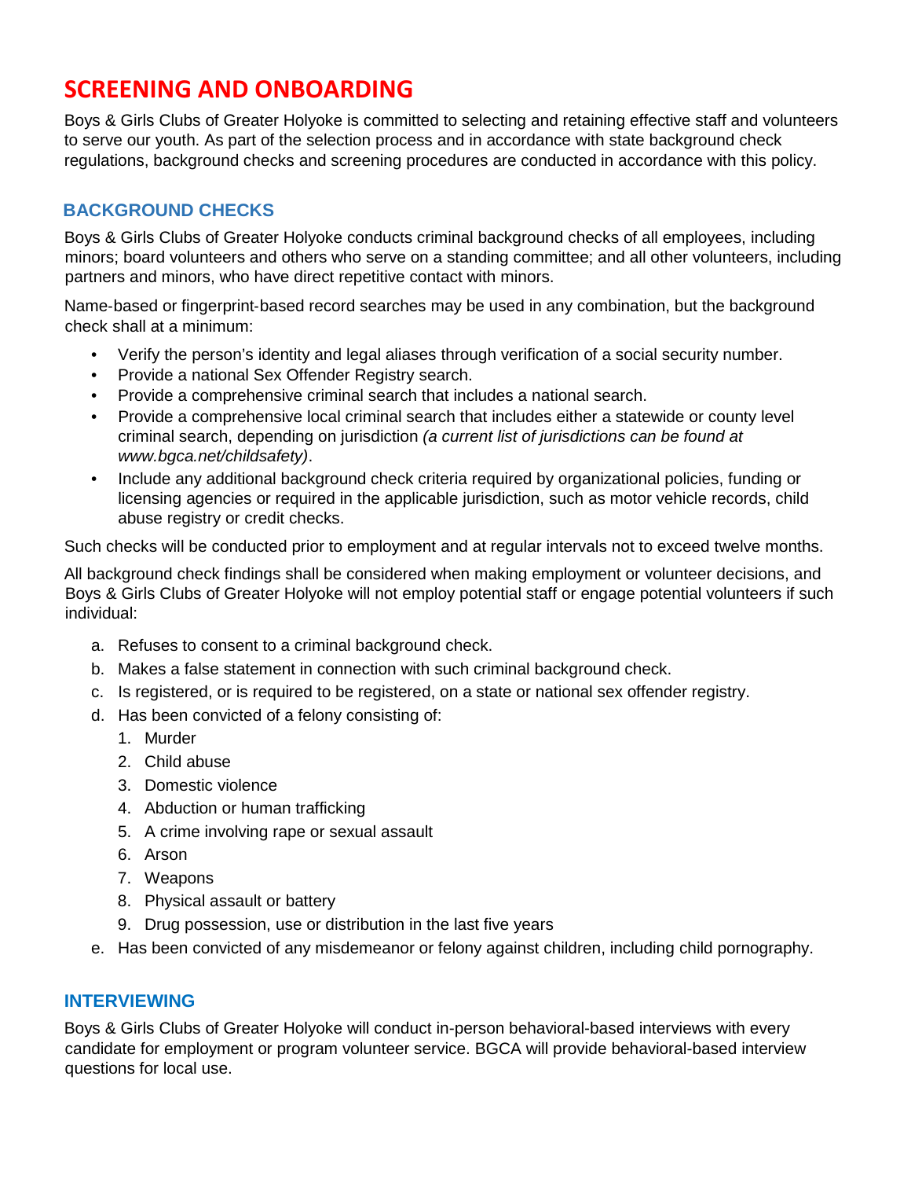# SCREENING AND ONBOARDING

Boys & Girls Clubs of Greater Holyoke is committed to selecting and retaining effective staff and volunteers to serve our youth. As part of the selection process and in accordance with state background check regulations, background checks and screening procedures are conducted in accordance with this policy.

## BACKGROUND CHECKS

Boys & Girls Clubs of Greater Holyoke conducts criminal background checks of all employees, including minors; board volunteers and others who serve on a standing committee; and all other volunteers, including partners and minors, who have direct repetitive contact with minors.

Name-based or fingerprint-based record searches may be used in any combination, but the background check shall at a minimum:

- Verify the person's identity and legal aliases through verification of a social security number.
- Provide a national Sex Offender Registry search.
- Provide a comprehensive criminal search that includes a national search.
- Provide a comprehensive local criminal search that includes either a statewide or county level criminal search, depending on jurisdiction *(a current list of jurisdictions can be found at www.bgca.net/childsafety)*.
- Include any additional background check criteria required by organizational policies, funding or licensing agencies or required in the applicable jurisdiction, such as motor vehicle records, child abuse registry or credit checks.

Such checks will be conducted prior to employment and at regular intervals not to exceed twelve months.

All background check findings shall be considered when making employment or volunteer decisions, and Boys & Girls Clubs of Greater Holyoke will not employ potential staff or engage potential volunteers if such individual:

a. Refuses to consent to a criminal background check.
b. Makes a false statement in connection with such criminal background check.
c. Is registered, or is required to be registered, on a state or national sex offender registry.
d. Has been convicted of a felony consisting of:
    1. Murder
    2. Child abuse
    3. Domestic violence
    4. Abduction or human trafficking
    5. A crime involving rape or sexual assault
    6. Arson
    7. Weapons
    8. Physical assault or battery
    9. Drug possession, use or distribution in the last five years
e. Has been convicted of any misdemeanor or felony against children, including child pornography.

## INTERVIEWING

Boys & Girls Clubs of Greater Holyoke will conduct in-person behavioral-based interviews with every candidate for employment or program volunteer service. BGCA will provide behavioral-based interview questions for local use.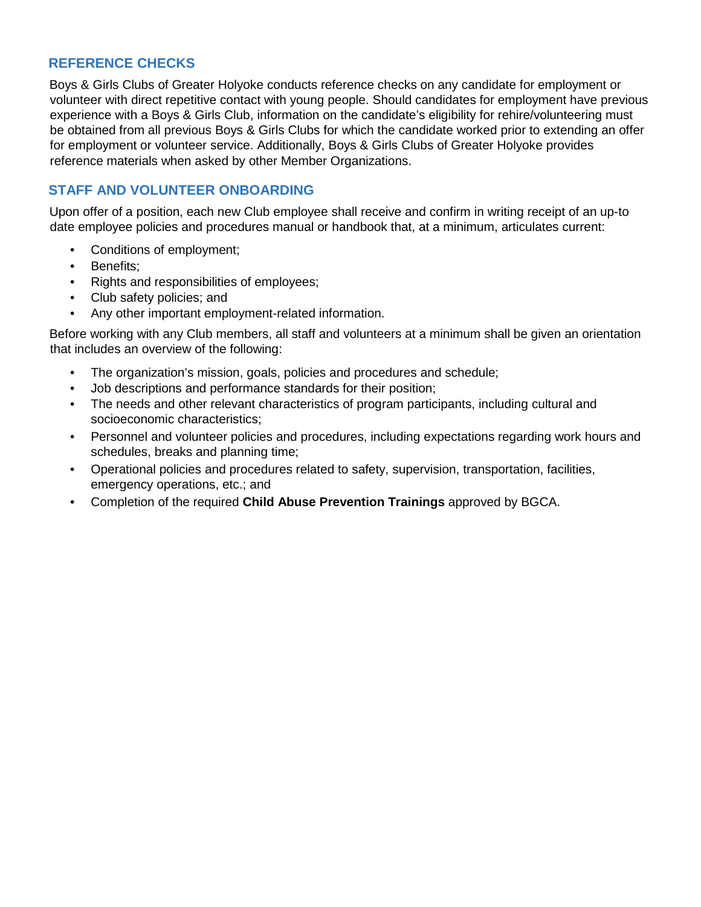## REFERENCE CHECKS

Boys & Girls Clubs of Greater Holyoke conducts reference checks on any candidate for employment or volunteer with direct repetitive contact with young people. Should candidates for employment have previous experience with a Boys & Girls Club, information on the candidate's eligibility for rehire/volunteering must be obtained from all previous Boys & Girls Clubs for which the candidate worked prior to extending an offer for employment or volunteer service. Additionally, Boys & Girls Clubs of Greater Holyoke provides reference materials when asked by other Member Organizations.

## STAFF AND VOLUNTEER ONBOARDING

Upon offer of a position, each new Club employee shall receive and confirm in writing receipt of an up-to date employee policies and procedures manual or handbook that, at a minimum, articulates current:

- Conditions of employment;
- Benefits;
- Rights and responsibilities of employees;
- Club safety policies; and
- Any other important employment-related information.

Before working with any Club members, all staff and volunteers at a minimum shall be given an orientation that includes an overview of the following:

- The organization's mission, goals, policies and procedures and schedule;
- Job descriptions and performance standards for their position;
- The needs and other relevant characteristics of program participants, including cultural and socioeconomic characteristics;
- Personnel and volunteer policies and procedures, including expectations regarding work hours and schedules, breaks and planning time;
- Operational policies and procedures related to safety, supervision, transportation, facilities, emergency operations, etc.; and
- Completion of the required **Child Abuse Prevention Trainings** approved by BGCA.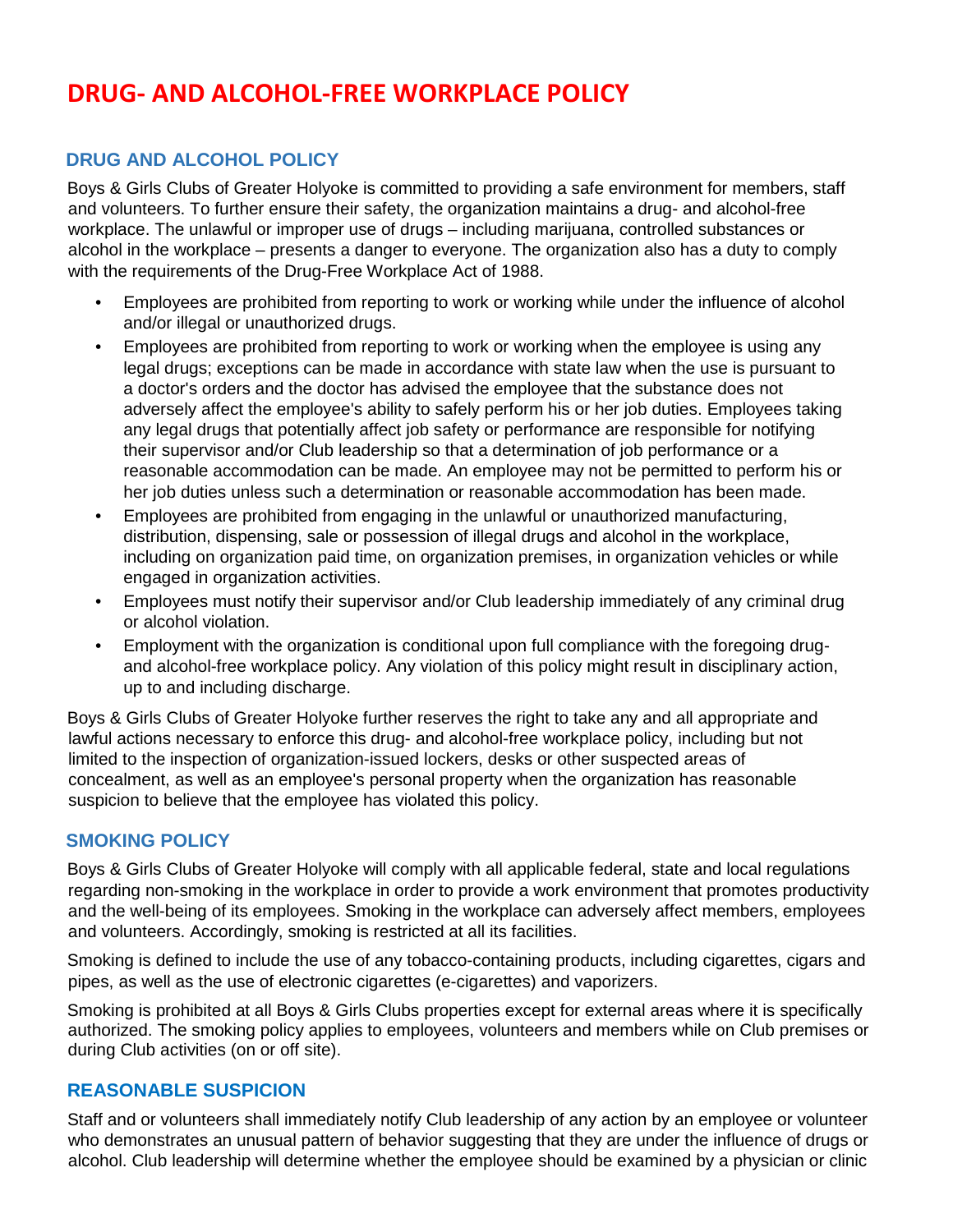# DRUG- AND ALCOHOL-FREE WORKPLACE POLICY

## DRUG AND ALCOHOL POLICY

Boys & Girls Clubs of Greater Holyoke is committed to providing a safe environment for members, staff and volunteers. To further ensure their safety, the organization maintains a drug- and alcohol-free workplace. The unlawful or improper use of drugs – including marijuana, controlled substances or alcohol in the workplace – presents a danger to everyone. The organization also has a duty to comply with the requirements of the Drug-Free Workplace Act of 1988.

- Employees are prohibited from reporting to work or working while under the influence of alcohol and/or illegal or unauthorized drugs.
- Employees are prohibited from reporting to work or working when the employee is using any legal drugs; exceptions can be made in accordance with state law when the use is pursuant to a doctor's orders and the doctor has advised the employee that the substance does not adversely affect the employee's ability to safely perform his or her job duties. Employees taking any legal drugs that potentially affect job safety or performance are responsible for notifying their supervisor and/or Club leadership so that a determination of job performance or a reasonable accommodation can be made. An employee may not be permitted to perform his or her job duties unless such a determination or reasonable accommodation has been made.
- Employees are prohibited from engaging in the unlawful or unauthorized manufacturing, distribution, dispensing, sale or possession of illegal drugs and alcohol in the workplace, including on organization paid time, on organization premises, in organization vehicles or while engaged in organization activities.
- Employees must notify their supervisor and/or Club leadership immediately of any criminal drug or alcohol violation.
- Employment with the organization is conditional upon full compliance with the foregoing drug- and alcohol-free workplace policy. Any violation of this policy might result in disciplinary action, up to and including discharge.

Boys & Girls Clubs of Greater Holyoke further reserves the right to take any and all appropriate and lawful actions necessary to enforce this drug- and alcohol-free workplace policy, including but not limited to the inspection of organization-issued lockers, desks or other suspected areas of concealment, as well as an employee's personal property when the organization has reasonable suspicion to believe that the employee has violated this policy.

## SMOKING POLICY

Boys & Girls Clubs of Greater Holyoke will comply with all applicable federal, state and local regulations regarding non-smoking in the workplace in order to provide a work environment that promotes productivity and the well-being of its employees. Smoking in the workplace can adversely affect members, employees and volunteers. Accordingly, smoking is restricted at all its facilities.

Smoking is defined to include the use of any tobacco-containing products, including cigarettes, cigars and pipes, as well as the use of electronic cigarettes (e-cigarettes) and vaporizers.

Smoking is prohibited at all Boys & Girls Clubs properties except for external areas where it is specifically authorized. The smoking policy applies to employees, volunteers and members while on Club premises or during Club activities (on or off site).

## REASONABLE SUSPICION

Staff and or volunteers shall immediately notify Club leadership of any action by an employee or volunteer who demonstrates an unusual pattern of behavior suggesting that they are under the influence of drugs or alcohol. Club leadership will determine whether the employee should be examined by a physician or clinic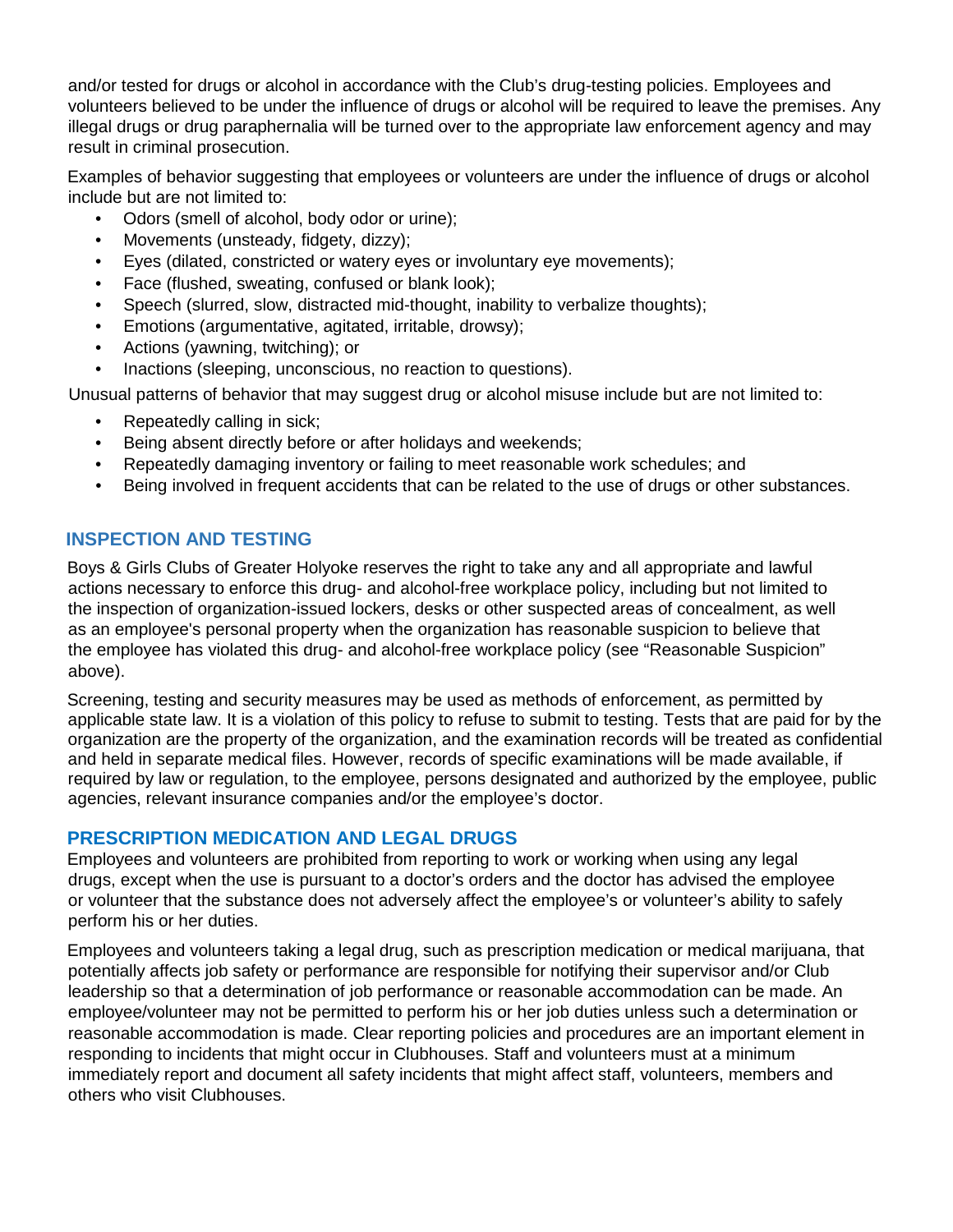and/or tested for drugs or alcohol in accordance with the Club's drug-testing policies. Employees and volunteers believed to be under the influence of drugs or alcohol will be required to leave the premises. Any illegal drugs or drug paraphernalia will be turned over to the appropriate law enforcement agency and may result in criminal prosecution.

Examples of behavior suggesting that employees or volunteers are under the influence of drugs or alcohol include but are not limited to:

- Odors (smell of alcohol, body odor or urine);
- Movements (unsteady, fidgety, dizzy);
- Eyes (dilated, constricted or watery eyes or involuntary eye movements);
- Face (flushed, sweating, confused or blank look);
- Speech (slurred, slow, distracted mid-thought, inability to verbalize thoughts);
- Emotions (argumentative, agitated, irritable, drowsy);
- Actions (yawning, twitching); or
- Inactions (sleeping, unconscious, no reaction to questions).

Unusual patterns of behavior that may suggest drug or alcohol misuse include but are not limited to:

- Repeatedly calling in sick;
- Being absent directly before or after holidays and weekends;
- Repeatedly damaging inventory or failing to meet reasonable work schedules; and
- Being involved in frequent accidents that can be related to the use of drugs or other substances.

## INSPECTION AND TESTING

Boys & Girls Clubs of Greater Holyoke reserves the right to take any and all appropriate and lawful actions necessary to enforce this drug- and alcohol-free workplace policy, including but not limited to the inspection of organization-issued lockers, desks or other suspected areas of concealment, as well as an employee's personal property when the organization has reasonable suspicion to believe that the employee has violated this drug- and alcohol-free workplace policy (see "Reasonable Suspicion" above).

Screening, testing and security measures may be used as methods of enforcement, as permitted by applicable state law. It is a violation of this policy to refuse to submit to testing. Tests that are paid for by the organization are the property of the organization, and the examination records will be treated as confidential and held in separate medical files. However, records of specific examinations will be made available, if required by law or regulation, to the employee, persons designated and authorized by the employee, public agencies, relevant insurance companies and/or the employee's doctor.

## PRESCRIPTION MEDICATION AND LEGAL DRUGS

Employees and volunteers are prohibited from reporting to work or working when using any legal drugs, except when the use is pursuant to a doctor's orders and the doctor has advised the employee or volunteer that the substance does not adversely affect the employee's or volunteer's ability to safely perform his or her duties.

Employees and volunteers taking a legal drug, such as prescription medication or medical marijuana, that potentially affects job safety or performance are responsible for notifying their supervisor and/or Club leadership so that a determination of job performance or reasonable accommodation can be made. An employee/volunteer may not be permitted to perform his or her job duties unless such a determination or reasonable accommodation is made. Clear reporting policies and procedures are an important element in responding to incidents that might occur in Clubhouses. Staff and volunteers must at a minimum immediately report and document all safety incidents that might affect staff, volunteers, members and others who visit Clubhouses.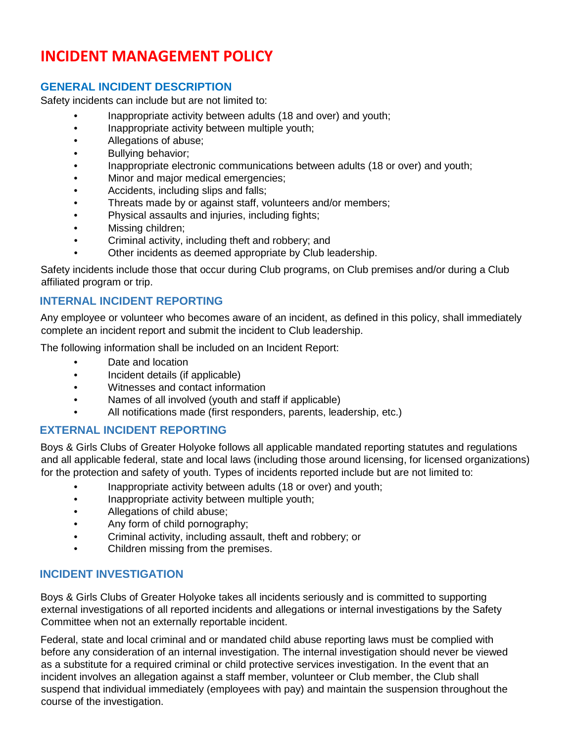# INCIDENT MANAGEMENT POLICY

## GENERAL INCIDENT DESCRIPTION

Safety incidents can include but are not limited to:

- Inappropriate activity between adults (18 and over) and youth;
- Inappropriate activity between multiple youth;
- Allegations of abuse;
- Bullying behavior;
- Inappropriate electronic communications between adults (18 or over) and youth;
- Minor and major medical emergencies;
- Accidents, including slips and falls;
- Threats made by or against staff, volunteers and/or members;
- Physical assaults and injuries, including fights;
- Missing children;
- Criminal activity, including theft and robbery; and
- Other incidents as deemed appropriate by Club leadership.

Safety incidents include those that occur during Club programs, on Club premises and/or during a Club affiliated program or trip.

## INTERNAL INCIDENT REPORTING

Any employee or volunteer who becomes aware of an incident, as defined in this policy, shall immediately complete an incident report and submit the incident to Club leadership.

The following information shall be included on an Incident Report:

- Date and location
- Incident details (if applicable)
- Witnesses and contact information
- Names of all involved (youth and staff if applicable)
- All notifications made (first responders, parents, leadership, etc.)

## EXTERNAL INCIDENT REPORTING

Boys & Girls Clubs of Greater Holyoke follows all applicable mandated reporting statutes and regulations and all applicable federal, state and local laws (including those around licensing, for licensed organizations) for the protection and safety of youth. Types of incidents reported include but are not limited to:

- Inappropriate activity between adults (18 or over) and youth;
- Inappropriate activity between multiple youth;
- Allegations of child abuse;
- Any form of child pornography;
- Criminal activity, including assault, theft and robbery; or
- Children missing from the premises.

## INCIDENT INVESTIGATION

Boys & Girls Clubs of Greater Holyoke takes all incidents seriously and is committed to supporting external investigations of all reported incidents and allegations or internal investigations by the Safety Committee when not an externally reportable incident.

Federal, state and local criminal and or mandated child abuse reporting laws must be complied with before any consideration of an internal investigation. The internal investigation should never be viewed as a substitute for a required criminal or child protective services investigation. In the event that an incident involves an allegation against a staff member, volunteer or Club member, the Club shall suspend that individual immediately (employees with pay) and maintain the suspension throughout the course of the investigation.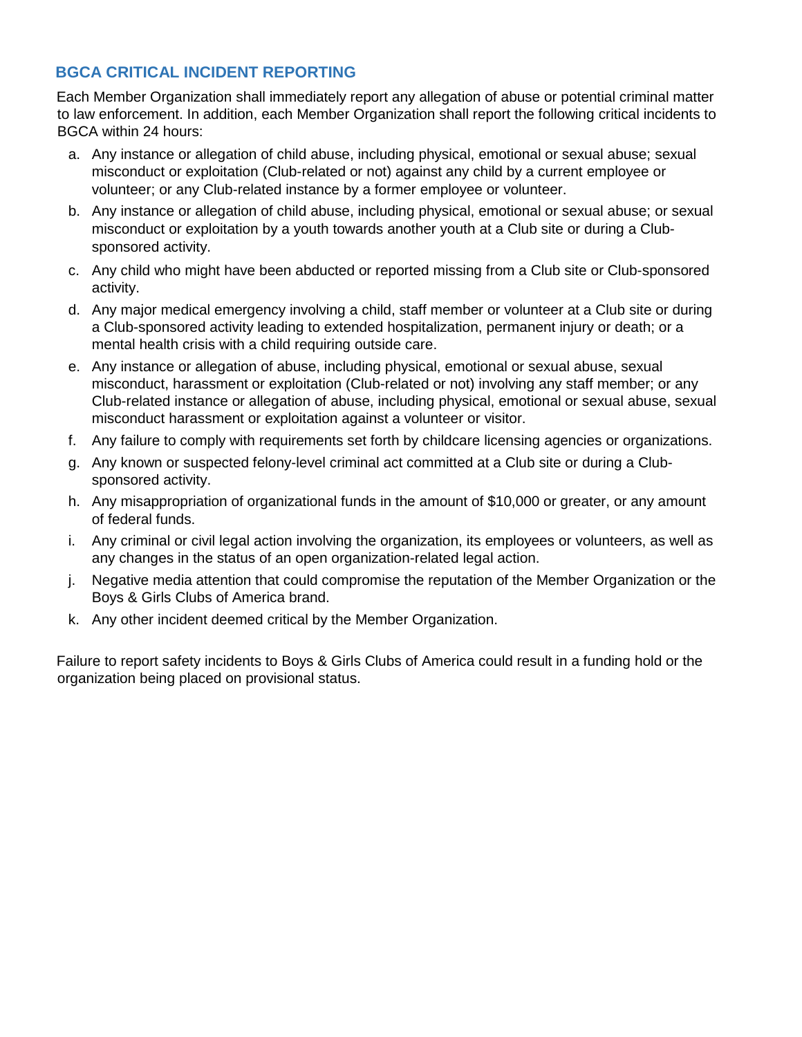## BGCA CRITICAL INCIDENT REPORTING

Each Member Organization shall immediately report any allegation of abuse or potential criminal matter to law enforcement. In addition, each Member Organization shall report the following critical incidents to BGCA within 24 hours:

a. Any instance or allegation of child abuse, including physical, emotional or sexual abuse; sexual misconduct or exploitation (Club-related or not) against any child by a current employee or volunteer; or any Club-related instance by a former employee or volunteer.
b. Any instance or allegation of child abuse, including physical, emotional or sexual abuse; or sexual misconduct or exploitation by a youth towards another youth at a Club site or during a Club-sponsored activity.
c. Any child who might have been abducted or reported missing from a Club site or Club-sponsored activity.
d. Any major medical emergency involving a child, staff member or volunteer at a Club site or during a Club-sponsored activity leading to extended hospitalization, permanent injury or death; or a mental health crisis with a child requiring outside care.
e. Any instance or allegation of abuse, including physical, emotional or sexual abuse, sexual misconduct, harassment or exploitation (Club-related or not) involving any staff member; or any Club-related instance or allegation of abuse, including physical, emotional or sexual abuse, sexual misconduct harassment or exploitation against a volunteer or visitor.
f. Any failure to comply with requirements set forth by childcare licensing agencies or organizations.
g. Any known or suspected felony-level criminal act committed at a Club site or during a Club-sponsored activity.
h. Any misappropriation of organizational funds in the amount of $10,000 or greater, or any amount of federal funds.
i. Any criminal or civil legal action involving the organization, its employees or volunteers, as well as any changes in the status of an open organization-related legal action.
j. Negative media attention that could compromise the reputation of the Member Organization or the Boys & Girls Clubs of America brand.
k. Any other incident deemed critical by the Member Organization.

Failure to report safety incidents to Boys & Girls Clubs of America could result in a funding hold or the organization being placed on provisional status.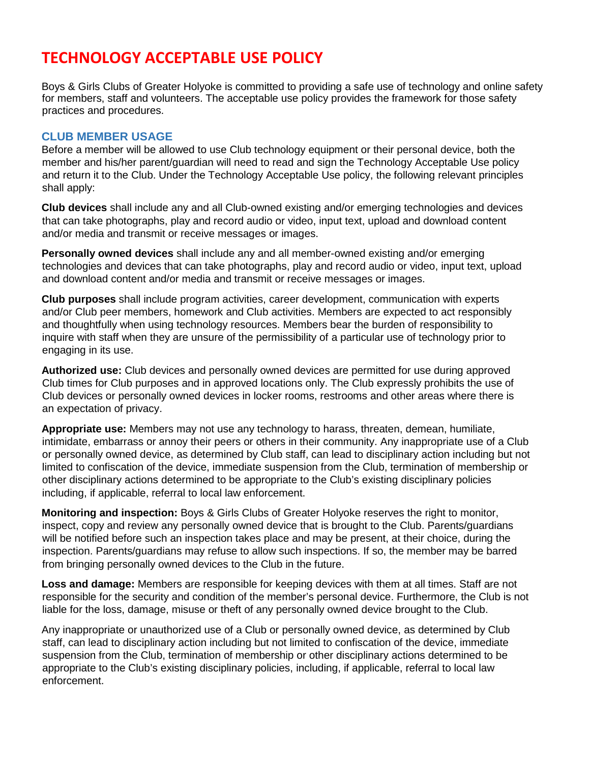# TECHNOLOGY ACCEPTABLE USE POLICY

Boys & Girls Clubs of Greater Holyoke is committed to providing a safe use of technology and online safety for members, staff and volunteers. The acceptable use policy provides the framework for those safety practices and procedures.

## CLUB MEMBER USAGE

Before a member will be allowed to use Club technology equipment or their personal device, both the member and his/her parent/guardian will need to read and sign the Technology Acceptable Use policy and return it to the Club. Under the Technology Acceptable Use policy, the following relevant principles shall apply:

**Club devices** shall include any and all Club-owned existing and/or emerging technologies and devices that can take photographs, play and record audio or video, input text, upload and download content and/or media and transmit or receive messages or images.

**Personally owned devices** shall include any and all member-owned existing and/or emerging technologies and devices that can take photographs, play and record audio or video, input text, upload and download content and/or media and transmit or receive messages or images.

**Club purposes** shall include program activities, career development, communication with experts and/or Club peer members, homework and Club activities. Members are expected to act responsibly and thoughtfully when using technology resources. Members bear the burden of responsibility to inquire with staff when they are unsure of the permissibility of a particular use of technology prior to engaging in its use.

**Authorized use:** Club devices and personally owned devices are permitted for use during approved Club times for Club purposes and in approved locations only. The Club expressly prohibits the use of Club devices or personally owned devices in locker rooms, restrooms and other areas where there is an expectation of privacy.

**Appropriate use:** Members may not use any technology to harass, threaten, demean, humiliate, intimidate, embarrass or annoy their peers or others in their community. Any inappropriate use of a Club or personally owned device, as determined by Club staff, can lead to disciplinary action including but not limited to confiscation of the device, immediate suspension from the Club, termination of membership or other disciplinary actions determined to be appropriate to the Club's existing disciplinary policies including, if applicable, referral to local law enforcement.

**Monitoring and inspection:** Boys & Girls Clubs of Greater Holyoke reserves the right to monitor, inspect, copy and review any personally owned device that is brought to the Club. Parents/guardians will be notified before such an inspection takes place and may be present, at their choice, during the inspection. Parents/guardians may refuse to allow such inspections. If so, the member may be barred from bringing personally owned devices to the Club in the future.

**Loss and damage:** Members are responsible for keeping devices with them at all times. Staff are not responsible for the security and condition of the member's personal device. Furthermore, the Club is not liable for the loss, damage, misuse or theft of any personally owned device brought to the Club.

Any inappropriate or unauthorized use of a Club or personally owned device, as determined by Club staff, can lead to disciplinary action including but not limited to confiscation of the device, immediate suspension from the Club, termination of membership or other disciplinary actions determined to be appropriate to the Club's existing disciplinary policies, including, if applicable, referral to local law enforcement.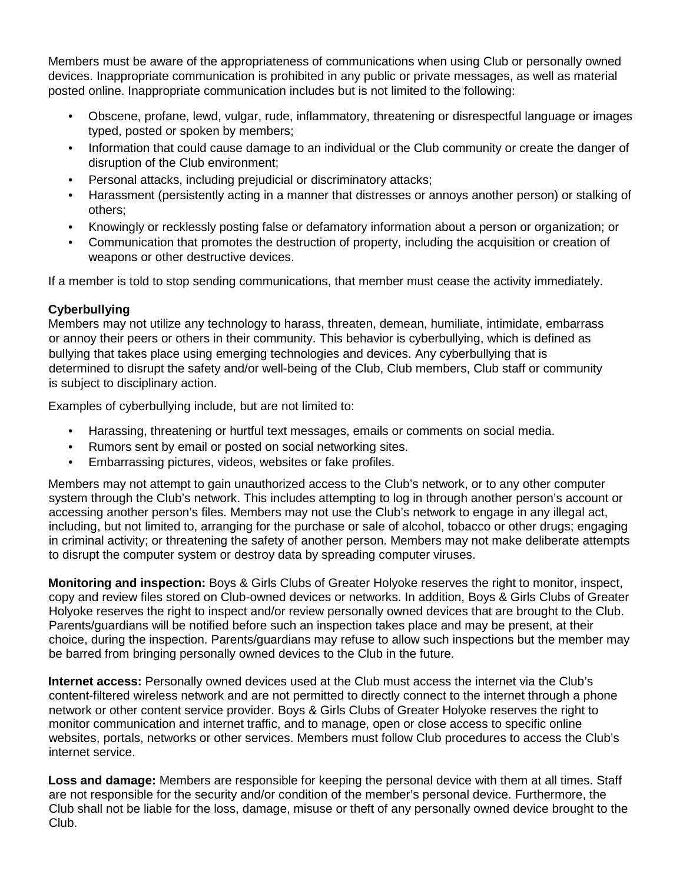Members must be aware of the appropriateness of communications when using Club or personally owned devices. Inappropriate communication is prohibited in any public or private messages, as well as material posted online. Inappropriate communication includes but is not limited to the following:

- Obscene, profane, lewd, vulgar, rude, inflammatory, threatening or disrespectful language or images typed, posted or spoken by members;
- Information that could cause damage to an individual or the Club community or create the danger of disruption of the Club environment;
- Personal attacks, including prejudicial or discriminatory attacks;
- Harassment (persistently acting in a manner that distresses or annoys another person) or stalking of others;
- Knowingly or recklessly posting false or defamatory information about a person or organization; or
- Communication that promotes the destruction of property, including the acquisition or creation of weapons or other destructive devices.

If a member is told to stop sending communications, that member must cease the activity immediately.

**Cyberbullying**

Members may not utilize any technology to harass, threaten, demean, humiliate, intimidate, embarrass or annoy their peers or others in their community. This behavior is cyberbullying, which is defined as bullying that takes place using emerging technologies and devices. Any cyberbullying that is determined to disrupt the safety and/or well-being of the Club, Club members, Club staff or community is subject to disciplinary action.

Examples of cyberbullying include, but are not limited to:

- Harassing, threatening or hurtful text messages, emails or comments on social media.
- Rumors sent by email or posted on social networking sites.
- Embarrassing pictures, videos, websites or fake profiles.

Members may not attempt to gain unauthorized access to the Club's network, or to any other computer system through the Club's network. This includes attempting to log in through another person's account or accessing another person's files. Members may not use the Club's network to engage in any illegal act, including, but not limited to, arranging for the purchase or sale of alcohol, tobacco or other drugs; engaging in criminal activity; or threatening the safety of another person. Members may not make deliberate attempts to disrupt the computer system or destroy data by spreading computer viruses.

**Monitoring and inspection:** Boys & Girls Clubs of Greater Holyoke reserves the right to monitor, inspect, copy and review files stored on Club-owned devices or networks. In addition, Boys & Girls Clubs of Greater Holyoke reserves the right to inspect and/or review personally owned devices that are brought to the Club. Parents/guardians will be notified before such an inspection takes place and may be present, at their choice, during the inspection. Parents/guardians may refuse to allow such inspections but the member may be barred from bringing personally owned devices to the Club in the future.

**Internet access:** Personally owned devices used at the Club must access the internet via the Club's content-filtered wireless network and are not permitted to directly connect to the internet through a phone network or other content service provider. Boys & Girls Clubs of Greater Holyoke reserves the right to monitor communication and internet traffic, and to manage, open or close access to specific online websites, portals, networks or other services. Members must follow Club procedures to access the Club's internet service.

**Loss and damage:** Members are responsible for keeping the personal device with them at all times. Staff are not responsible for the security and/or condition of the member's personal device. Furthermore, the Club shall not be liable for the loss, damage, misuse or theft of any personally owned device brought to the Club.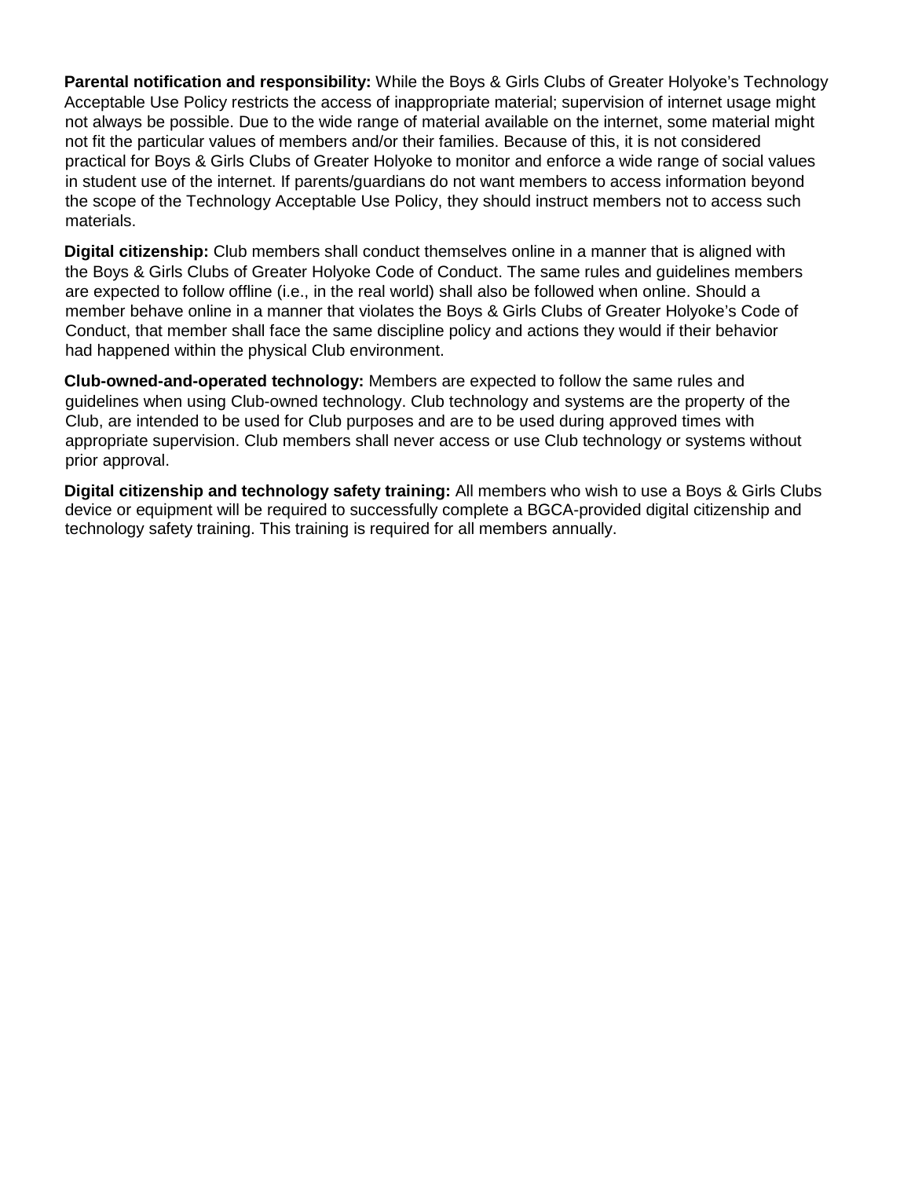**Parental notification and responsibility:** While the Boys & Girls Clubs of Greater Holyoke's Technology Acceptable Use Policy restricts the access of inappropriate material; supervision of internet usage might not always be possible. Due to the wide range of material available on the internet, some material might not fit the particular values of members and/or their families. Because of this, it is not considered practical for Boys & Girls Clubs of Greater Holyoke to monitor and enforce a wide range of social values in student use of the internet. If parents/guardians do not want members to access information beyond the scope of the Technology Acceptable Use Policy, they should instruct members not to access such materials.

**Digital citizenship:** Club members shall conduct themselves online in a manner that is aligned with the Boys & Girls Clubs of Greater Holyoke Code of Conduct. The same rules and guidelines members are expected to follow offline (i.e., in the real world) shall also be followed when online. Should a member behave online in a manner that violates the Boys & Girls Clubs of Greater Holyoke's Code of Conduct, that member shall face the same discipline policy and actions they would if their behavior had happened within the physical Club environment.

**Club-owned-and-operated technology:** Members are expected to follow the same rules and guidelines when using Club-owned technology. Club technology and systems are the property of the Club, are intended to be used for Club purposes and are to be used during approved times with appropriate supervision. Club members shall never access or use Club technology or systems without prior approval.

**Digital citizenship and technology safety training:** All members who wish to use a Boys & Girls Clubs device or equipment will be required to successfully complete a BGCA-provided digital citizenship and technology safety training. This training is required for all members annually.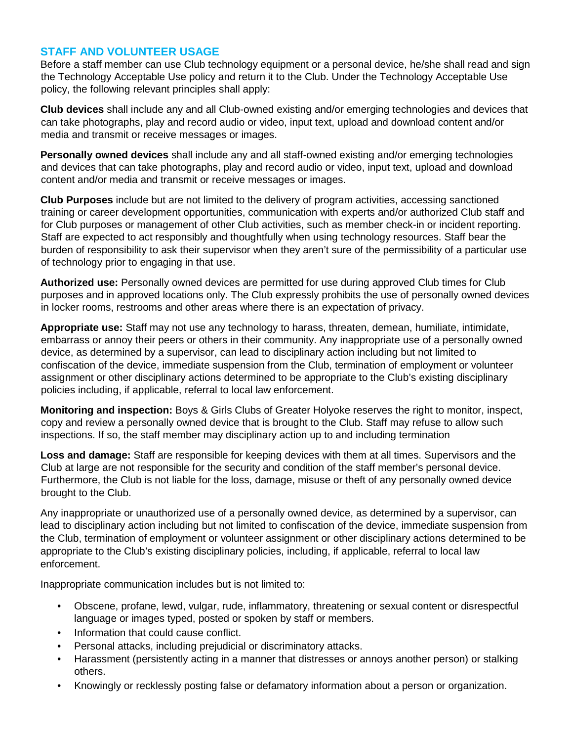## STAFF AND VOLUNTEER USAGE

Before a staff member can use Club technology equipment or a personal device, he/she shall read and sign the Technology Acceptable Use policy and return it to the Club. Under the Technology Acceptable Use policy, the following relevant principles shall apply:

**Club devices** shall include any and all Club-owned existing and/or emerging technologies and devices that can take photographs, play and record audio or video, input text, upload and download content and/or media and transmit or receive messages or images.

**Personally owned devices** shall include any and all staff-owned existing and/or emerging technologies and devices that can take photographs, play and record audio or video, input text, upload and download content and/or media and transmit or receive messages or images.

**Club Purposes** include but are not limited to the delivery of program activities, accessing sanctioned training or career development opportunities, communication with experts and/or authorized Club staff and for Club purposes or management of other Club activities, such as member check-in or incident reporting. Staff are expected to act responsibly and thoughtfully when using technology resources. Staff bear the burden of responsibility to ask their supervisor when they aren't sure of the permissibility of a particular use of technology prior to engaging in that use.

**Authorized use:** Personally owned devices are permitted for use during approved Club times for Club purposes and in approved locations only. The Club expressly prohibits the use of personally owned devices in locker rooms, restrooms and other areas where there is an expectation of privacy.

**Appropriate use:** Staff may not use any technology to harass, threaten, demean, humiliate, intimidate, embarrass or annoy their peers or others in their community. Any inappropriate use of a personally owned device, as determined by a supervisor, can lead to disciplinary action including but not limited to confiscation of the device, immediate suspension from the Club, termination of employment or volunteer assignment or other disciplinary actions determined to be appropriate to the Club's existing disciplinary policies including, if applicable, referral to local law enforcement.

**Monitoring and inspection:** Boys & Girls Clubs of Greater Holyoke reserves the right to monitor, inspect, copy and review a personally owned device that is brought to the Club. Staff may refuse to allow such inspections. If so, the staff member may disciplinary action up to and including termination

**Loss and damage:** Staff are responsible for keeping devices with them at all times. Supervisors and the Club at large are not responsible for the security and condition of the staff member's personal device. Furthermore, the Club is not liable for the loss, damage, misuse or theft of any personally owned device brought to the Club.

Any inappropriate or unauthorized use of a personally owned device, as determined by a supervisor, can lead to disciplinary action including but not limited to confiscation of the device, immediate suspension from the Club, termination of employment or volunteer assignment or other disciplinary actions determined to be appropriate to the Club's existing disciplinary policies, including, if applicable, referral to local law enforcement.

Inappropriate communication includes but is not limited to:

- Obscene, profane, lewd, vulgar, rude, inflammatory, threatening or sexual content or disrespectful language or images typed, posted or spoken by staff or members.
- Information that could cause conflict.
- Personal attacks, including prejudicial or discriminatory attacks.
- Harassment (persistently acting in a manner that distresses or annoys another person) or stalking others.
- Knowingly or recklessly posting false or defamatory information about a person or organization.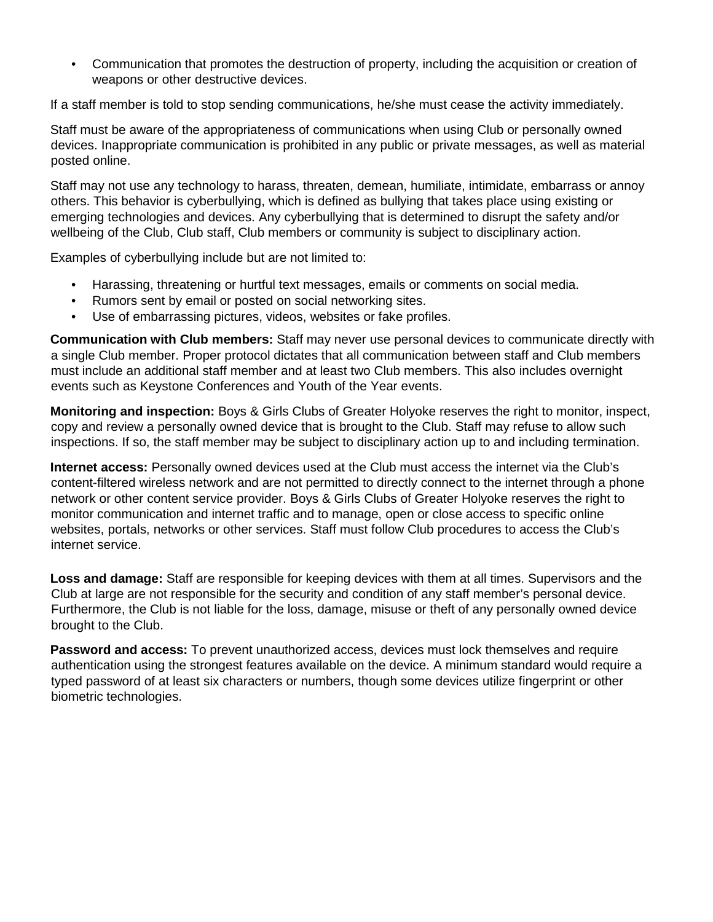- Communication that promotes the destruction of property, including the acquisition or creation of weapons or other destructive devices.

If a staff member is told to stop sending communications, he/she must cease the activity immediately.

Staff must be aware of the appropriateness of communications when using Club or personally owned devices. Inappropriate communication is prohibited in any public or private messages, as well as material posted online.

Staff may not use any technology to harass, threaten, demean, humiliate, intimidate, embarrass or annoy others. This behavior is cyberbullying, which is defined as bullying that takes place using existing or emerging technologies and devices. Any cyberbullying that is determined to disrupt the safety and/or wellbeing of the Club, Club staff, Club members or community is subject to disciplinary action.

Examples of cyberbullying include but are not limited to:

- Harassing, threatening or hurtful text messages, emails or comments on social media.
- Rumors sent by email or posted on social networking sites.
- Use of embarrassing pictures, videos, websites or fake profiles.

**Communication with Club members:** Staff may never use personal devices to communicate directly with a single Club member. Proper protocol dictates that all communication between staff and Club members must include an additional staff member and at least two Club members. This also includes overnight events such as Keystone Conferences and Youth of the Year events.

**Monitoring and inspection:** Boys & Girls Clubs of Greater Holyoke reserves the right to monitor, inspect, copy and review a personally owned device that is brought to the Club. Staff may refuse to allow such inspections. If so, the staff member may be subject to disciplinary action up to and including termination.

**Internet access:** Personally owned devices used at the Club must access the internet via the Club's content-filtered wireless network and are not permitted to directly connect to the internet through a phone network or other content service provider. Boys & Girls Clubs of Greater Holyoke reserves the right to monitor communication and internet traffic and to manage, open or close access to specific online websites, portals, networks or other services. Staff must follow Club procedures to access the Club's internet service.

**Loss and damage:** Staff are responsible for keeping devices with them at all times. Supervisors and the Club at large are not responsible for the security and condition of any staff member's personal device. Furthermore, the Club is not liable for the loss, damage, misuse or theft of any personally owned device brought to the Club.

**Password and access:** To prevent unauthorized access, devices must lock themselves and require authentication using the strongest features available on the device. A minimum standard would require a typed password of at least six characters or numbers, though some devices utilize fingerprint or other biometric technologies.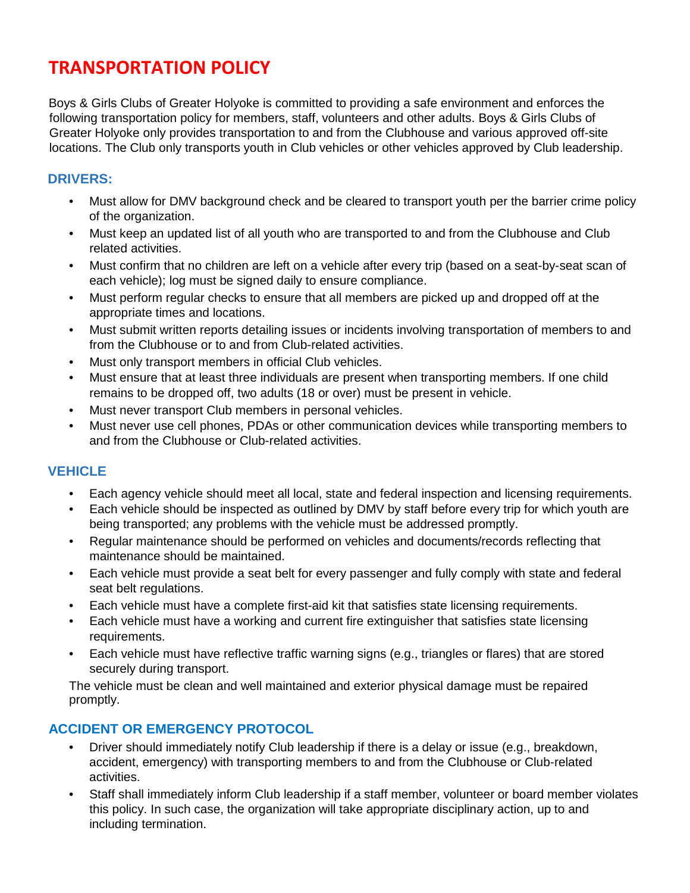# TRANSPORTATION POLICY

Boys & Girls Clubs of Greater Holyoke is committed to providing a safe environment and enforces the following transportation policy for members, staff, volunteers and other adults. Boys & Girls Clubs of Greater Holyoke only provides transportation to and from the Clubhouse and various approved off-site locations. The Club only transports youth in Club vehicles or other vehicles approved by Club leadership.

## DRIVERS:

- Must allow for DMV background check and be cleared to transport youth per the barrier crime policy of the organization.
- Must keep an updated list of all youth who are transported to and from the Clubhouse and Club related activities.
- Must confirm that no children are left on a vehicle after every trip (based on a seat-by-seat scan of each vehicle); log must be signed daily to ensure compliance.
- Must perform regular checks to ensure that all members are picked up and dropped off at the appropriate times and locations.
- Must submit written reports detailing issues or incidents involving transportation of members to and from the Clubhouse or to and from Club-related activities.
- Must only transport members in official Club vehicles.
- Must ensure that at least three individuals are present when transporting members. If one child remains to be dropped off, two adults (18 or over) must be present in vehicle.
- Must never transport Club members in personal vehicles.
- Must never use cell phones, PDAs or other communication devices while transporting members to and from the Clubhouse or Club-related activities.

## VEHICLE

- Each agency vehicle should meet all local, state and federal inspection and licensing requirements.
- Each vehicle should be inspected as outlined by DMV by staff before every trip for which youth are being transported; any problems with the vehicle must be addressed promptly.
- Regular maintenance should be performed on vehicles and documents/records reflecting that maintenance should be maintained.
- Each vehicle must provide a seat belt for every passenger and fully comply with state and federal seat belt regulations.
- Each vehicle must have a complete first-aid kit that satisfies state licensing requirements.
- Each vehicle must have a working and current fire extinguisher that satisfies state licensing requirements.
- Each vehicle must have reflective traffic warning signs (e.g., triangles or flares) that are stored securely during transport.

The vehicle must be clean and well maintained and exterior physical damage must be repaired promptly.

## ACCIDENT OR EMERGENCY PROTOCOL

- Driver should immediately notify Club leadership if there is a delay or issue (e.g., breakdown, accident, emergency) with transporting members to and from the Clubhouse or Club-related activities.
- Staff shall immediately inform Club leadership if a staff member, volunteer or board member violates this policy. In such case, the organization will take appropriate disciplinary action, up to and including termination.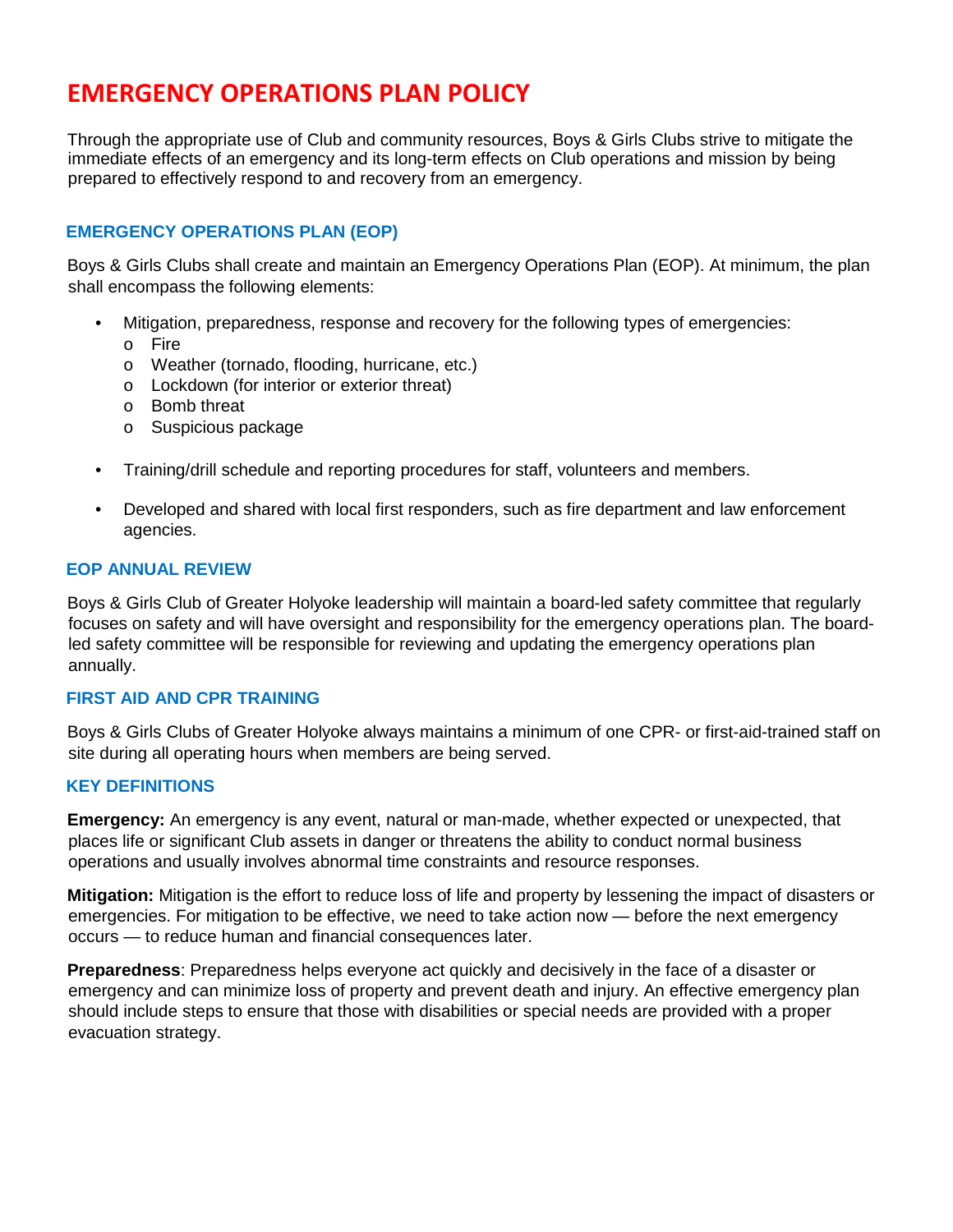# EMERGENCY OPERATIONS PLAN POLICY

Through the appropriate use of Club and community resources, Boys & Girls Clubs strive to mitigate the immediate effects of an emergency and its long-term effects on Club operations and mission by being prepared to effectively respond to and recovery from an emergency.

## EMERGENCY OPERATIONS PLAN (EOP)

Boys & Girls Clubs shall create and maintain an Emergency Operations Plan (EOP). At minimum, the plan shall encompass the following elements:

- Mitigation, preparedness, response and recovery for the following types of emergencies:
  - Fire
  - Weather (tornado, flooding, hurricane, etc.)
  - Lockdown (for interior or exterior threat)
  - Bomb threat
  - Suspicious package
- Training/drill schedule and reporting procedures for staff, volunteers and members.
- Developed and shared with local first responders, such as fire department and law enforcement agencies.

## EOP ANNUAL REVIEW

Boys & Girls Club of Greater Holyoke leadership will maintain a board-led safety committee that regularly focuses on safety and will have oversight and responsibility for the emergency operations plan. The board-led safety committee will be responsible for reviewing and updating the emergency operations plan annually.

## FIRST AID AND CPR TRAINING

Boys & Girls Clubs of Greater Holyoke always maintains a minimum of one CPR- or first-aid-trained staff on site during all operating hours when members are being served.

## KEY DEFINITIONS

**Emergency:** An emergency is any event, natural or man-made, whether expected or unexpected, that places life or significant Club assets in danger or threatens the ability to conduct normal business operations and usually involves abnormal time constraints and resource responses.

**Mitigation:** Mitigation is the effort to reduce loss of life and property by lessening the impact of disasters or emergencies. For mitigation to be effective, we need to take action now — before the next emergency occurs — to reduce human and financial consequences later.

**Preparedness**: Preparedness helps everyone act quickly and decisively in the face of a disaster or emergency and can minimize loss of property and prevent death and injury. An effective emergency plan should include steps to ensure that those with disabilities or special needs are provided with a proper evacuation strategy.